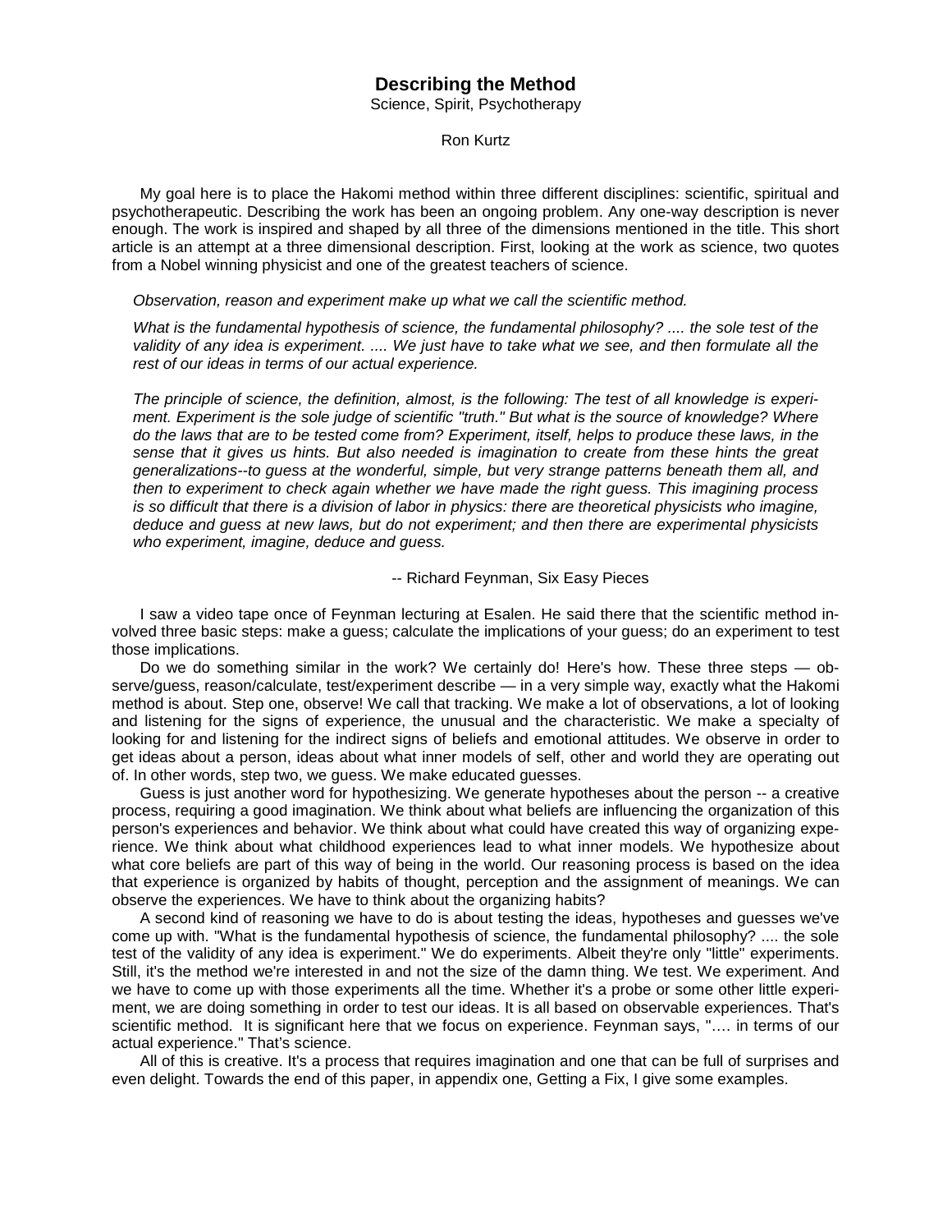# Describing the Method

Science, Spirit, Psychotherapy

Ron Kurtz

My goal here is to place the Hakomi method within three different disciplines: scientific, spiritual and psychotherapeutic. Describing the work has been an ongoing problem. Any one-way description is never enough. The work is inspired and shaped by all three of the dimensions mentioned in the title. This short article is an attempt at a three dimensional description. First, looking at the work as science, two quotes from a Nobel winning physicist and one of the greatest teachers of science.

> *Observation, reason and experiment make up what we call the scientific method.*
>
> *What is the fundamental hypothesis of science, the fundamental philosophy? .... the sole test of the validity of any idea is experiment. .... We just have to take what we see, and then formulate all the rest of our ideas in terms of our actual experience.*
>
> *The principle of science, the definition, almost, is the following: The test of all knowledge is experiment. Experiment is the sole judge of scientific "truth." But what is the source of knowledge? Where do the laws that are to be tested come from? Experiment, itself, helps to produce these laws, in the sense that it gives us hints. But also needed is imagination to create from these hints the great generalizations--to guess at the wonderful, simple, but very strange patterns beneath them all, and then to experiment to check again whether we have made the right guess. This imagining process is so difficult that there is a division of labor in physics: there are theoretical physicists who imagine, deduce and guess at new laws, but do not experiment; and then there are experimental physicists who experiment, imagine, deduce and guess.*
>
> -- Richard Feynman, Six Easy Pieces

I saw a video tape once of Feynman lecturing at Esalen. He said there that the scientific method involved three basic steps: make a guess; calculate the implications of your guess; do an experiment to test those implications.

Do we do something similar in the work? We certainly do! Here's how. These three steps — observe/guess, reason/calculate, test/experiment describe — in a very simple way, exactly what the Hakomi method is about. Step one, observe! We call that tracking. We make a lot of observations, a lot of looking and listening for the signs of experience, the unusual and the characteristic. We make a specialty of looking for and listening for the indirect signs of beliefs and emotional attitudes. We observe in order to get ideas about a person, ideas about what inner models of self, other and world they are operating out of. In other words, step two, we guess. We make educated guesses.

Guess is just another word for hypothesizing. We generate hypotheses about the person -- a creative process, requiring a good imagination. We think about what beliefs are influencing the organization of this person's experiences and behavior. We think about what could have created this way of organizing experience. We think about what childhood experiences lead to what inner models. We hypothesize about what core beliefs are part of this way of being in the world. Our reasoning process is based on the idea that experience is organized by habits of thought, perception and the assignment of meanings. We can observe the experiences. We have to think about the organizing habits?

A second kind of reasoning we have to do is about testing the ideas, hypotheses and guesses we've come up with. "What is the fundamental hypothesis of science, the fundamental philosophy? .... the sole test of the validity of any idea is experiment." We do experiments. Albeit they're only "little" experiments. Still, it's the method we're interested in and not the size of the damn thing. We test. We experiment. And we have to come up with those experiments all the time. Whether it's a probe or some other little experiment, we are doing something in order to test our ideas. It is all based on observable experiences. That's scientific method. It is significant here that we focus on experience. Feynman says, "…. in terms of our actual experience." That's science.

All of this is creative. It's a process that requires imagination and one that can be full of surprises and even delight. Towards the end of this paper, in appendix one, Getting a Fix, I give some examples.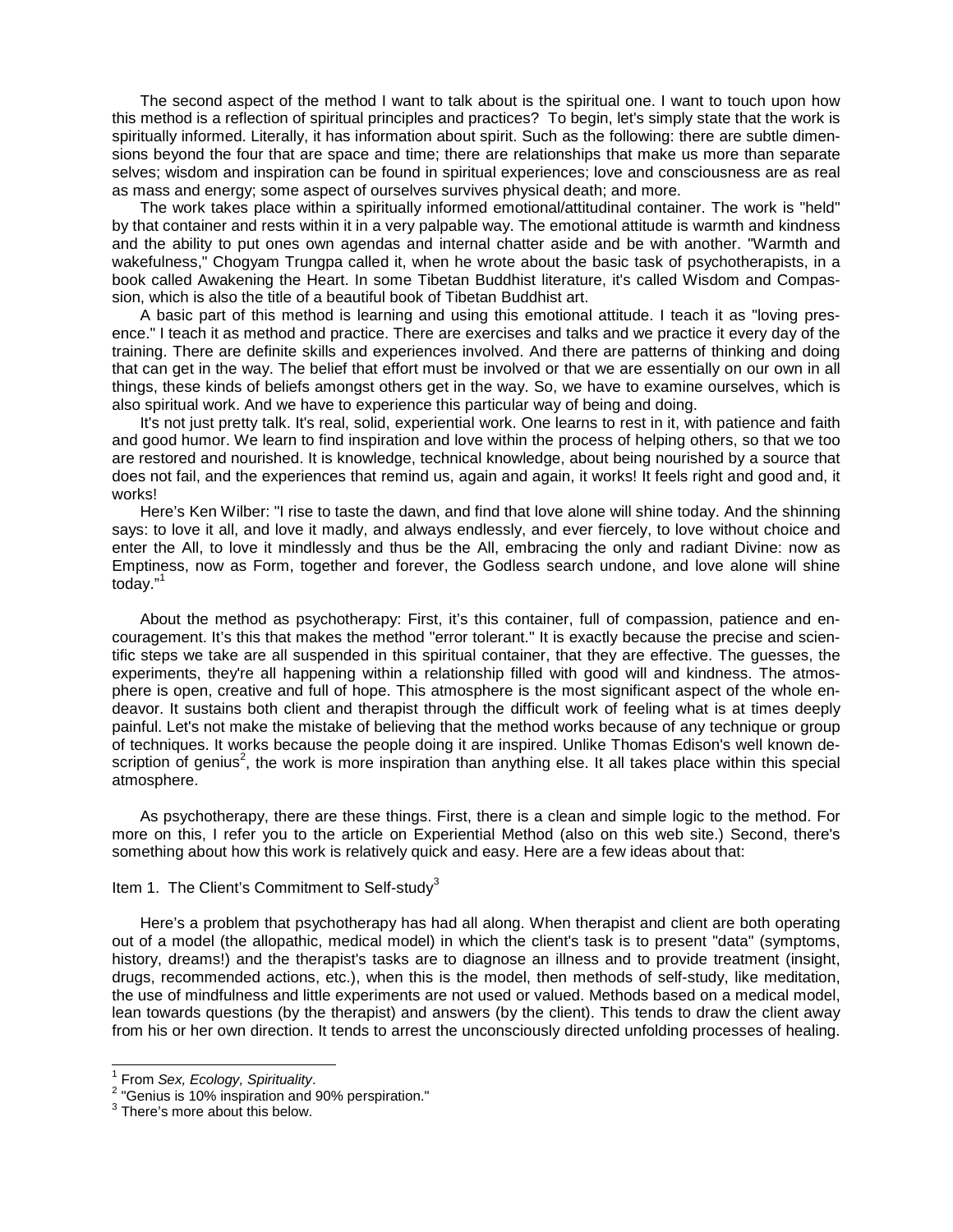The second aspect of the method I want to talk about is the spiritual one. I want to touch upon how this method is a reflection of spiritual principles and practices? To begin, let's simply state that the work is spiritually informed. Literally, it has information about spirit. Such as the following: there are subtle dimensions beyond the four that are space and time; there are relationships that make us more than separate selves; wisdom and inspiration can be found in spiritual experiences; love and consciousness are as real as mass and energy; some aspect of ourselves survives physical death; and more.

The work takes place within a spiritually informed emotional/attitudinal container. The work is "held" by that container and rests within it in a very palpable way. The emotional attitude is warmth and kindness and the ability to put ones own agendas and internal chatter aside and be with another. "Warmth and wakefulness," Chogyam Trungpa called it, when he wrote about the basic task of psychotherapists, in a book called Awakening the Heart. In some Tibetan Buddhist literature, it's called Wisdom and Compassion, which is also the title of a beautiful book of Tibetan Buddhist art.

A basic part of this method is learning and using this emotional attitude. I teach it as "loving presence." I teach it as method and practice. There are exercises and talks and we practice it every day of the training. There are definite skills and experiences involved. And there are patterns of thinking and doing that can get in the way. The belief that effort must be involved or that we are essentially on our own in all things, these kinds of beliefs amongst others get in the way. So, we have to examine ourselves, which is also spiritual work. And we have to experience this particular way of being and doing.

It's not just pretty talk. It's real, solid, experiential work. One learns to rest in it, with patience and faith and good humor. We learn to find inspiration and love within the process of helping others, so that we too are restored and nourished. It is knowledge, technical knowledge, about being nourished by a source that does not fail, and the experiences that remind us, again and again, it works! It feels right and good and, it works!

Here's Ken Wilber: "I rise to taste the dawn, and find that love alone will shine today. And the shinning says: to love it all, and love it madly, and always endlessly, and ever fiercely, to love without choice and enter the All, to love it mindlessly and thus be the All, embracing the only and radiant Divine: now as Emptiness, now as Form, together and forever, the Godless search undone, and love alone will shine today."[1]

About the method as psychotherapy: First, it's this container, full of compassion, patience and encouragement. It's this that makes the method "error tolerant." It is exactly because the precise and scientific steps we take are all suspended in this spiritual container, that they are effective. The guesses, the experiments, they're all happening within a relationship filled with good will and kindness. The atmosphere is open, creative and full of hope. This atmosphere is the most significant aspect of the whole endeavor. It sustains both client and therapist through the difficult work of feeling what is at times deeply painful. Let's not make the mistake of believing that the method works because of any technique or group of techniques. It works because the people doing it are inspired. Unlike Thomas Edison's well known description of genius[2], the work is more inspiration than anything else. It all takes place within this special atmosphere.

As psychotherapy, there are these things. First, there is a clean and simple logic to the method. For more on this, I refer you to the article on Experiential Method (also on this web site.) Second, there's something about how this work is relatively quick and easy. Here are a few ideas about that:

Item 1. The Client's Commitment to Self-study[3]

Here's a problem that psychotherapy has had all along. When therapist and client are both operating out of a model (the allopathic, medical model) in which the client's task is to present "data" (symptoms, history, dreams!) and the therapist's tasks are to diagnose an illness and to provide treatment (insight, drugs, recommended actions, etc.), when this is the model, then methods of self-study, like meditation, the use of mindfulness and little experiments are not used or valued. Methods based on a medical model, lean towards questions (by the therapist) and answers (by the client). This tends to draw the client away from his or her own direction. It tends to arrest the unconsciously directed unfolding processes of healing.

---

[1] From *Sex, Ecology, Spirituality*.

[2] "Genius is 10% inspiration and 90% perspiration."

[3] There's more about this below.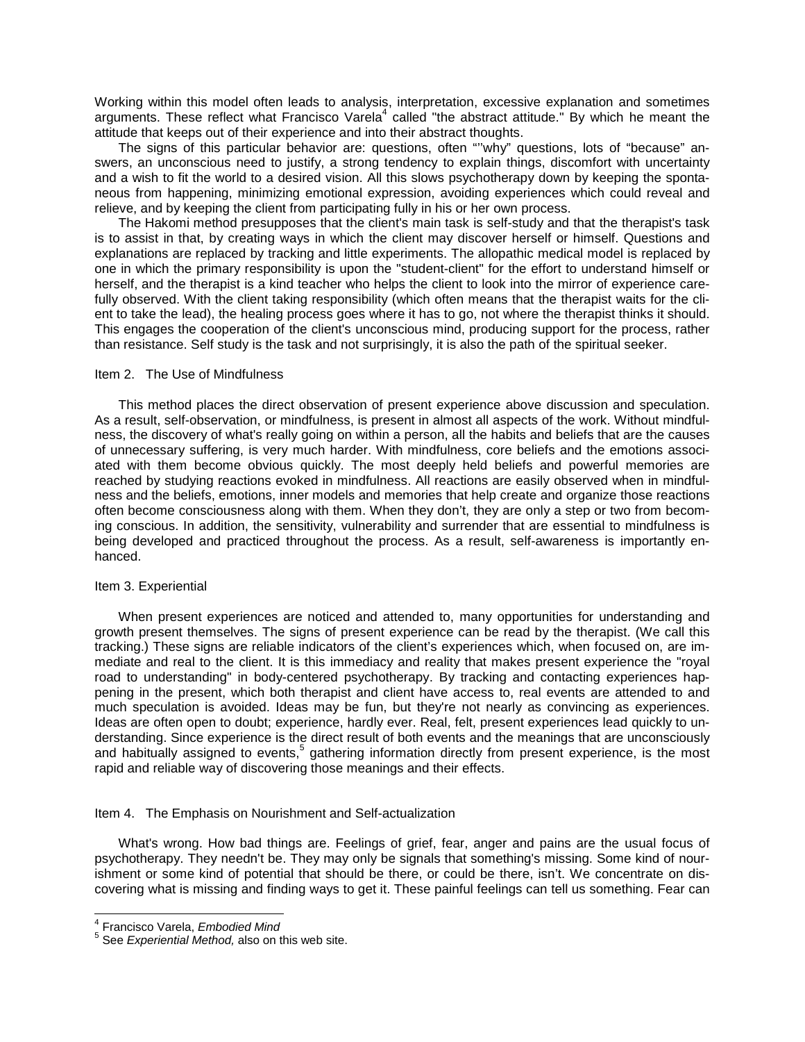Working within this model often leads to analysis, interpretation, excessive explanation and sometimes arguments. These reflect what Francisco Varela[4] called "the abstract attitude." By which he meant the attitude that keeps out of their experience and into their abstract thoughts.

The signs of this particular behavior are: questions, often "'why" questions, lots of "because" answers, an unconscious need to justify, a strong tendency to explain things, discomfort with uncertainty and a wish to fit the world to a desired vision. All this slows psychotherapy down by keeping the spontaneous from happening, minimizing emotional expression, avoiding experiences which could reveal and relieve, and by keeping the client from participating fully in his or her own process.

The Hakomi method presupposes that the client's main task is self-study and that the therapist's task is to assist in that, by creating ways in which the client may discover herself or himself. Questions and explanations are replaced by tracking and little experiments. The allopathic medical model is replaced by one in which the primary responsibility is upon the "student-client" for the effort to understand himself or herself, and the therapist is a kind teacher who helps the client to look into the mirror of experience carefully observed. With the client taking responsibility (which often means that the therapist waits for the client to take the lead), the healing process goes where it has to go, not where the therapist thinks it should. This engages the cooperation of the client's unconscious mind, producing support for the process, rather than resistance. Self study is the task and not surprisingly, it is also the path of the spiritual seeker.

Item 2. The Use of Mindfulness

This method places the direct observation of present experience above discussion and speculation. As a result, self-observation, or mindfulness, is present in almost all aspects of the work. Without mindfulness, the discovery of what's really going on within a person, all the habits and beliefs that are the causes of unnecessary suffering, is very much harder. With mindfulness, core beliefs and the emotions associated with them become obvious quickly. The most deeply held beliefs and powerful memories are reached by studying reactions evoked in mindfulness. All reactions are easily observed when in mindfulness and the beliefs, emotions, inner models and memories that help create and organize those reactions often become consciousness along with them. When they don't, they are only a step or two from becoming conscious. In addition, the sensitivity, vulnerability and surrender that are essential to mindfulness is being developed and practiced throughout the process. As a result, self-awareness is importantly enhanced.

Item 3. Experiential

When present experiences are noticed and attended to, many opportunities for understanding and growth present themselves. The signs of present experience can be read by the therapist. (We call this tracking.) These signs are reliable indicators of the client's experiences which, when focused on, are immediate and real to the client. It is this immediacy and reality that makes present experience the "royal road to understanding" in body-centered psychotherapy. By tracking and contacting experiences happening in the present, which both therapist and client have access to, real events are attended to and much speculation is avoided. Ideas may be fun, but they're not nearly as convincing as experiences. Ideas are often open to doubt; experience, hardly ever. Real, felt, present experiences lead quickly to understanding. Since experience is the direct result of both events and the meanings that are unconsciously and habitually assigned to events,[5] gathering information directly from present experience, is the most rapid and reliable way of discovering those meanings and their effects.

Item 4. The Emphasis on Nourishment and Self-actualization

What's wrong. How bad things are. Feelings of grief, fear, anger and pains are the usual focus of psychotherapy. They needn't be. They may only be signals that something's missing. Some kind of nourishment or some kind of potential that should be there, or could be there, isn't. We concentrate on discovering what is missing and finding ways to get it. These painful feelings can tell us something. Fear can

---

[4] Francisco Varela, *Embodied Mind*

[5] See *Experiential Method,* also on this web site.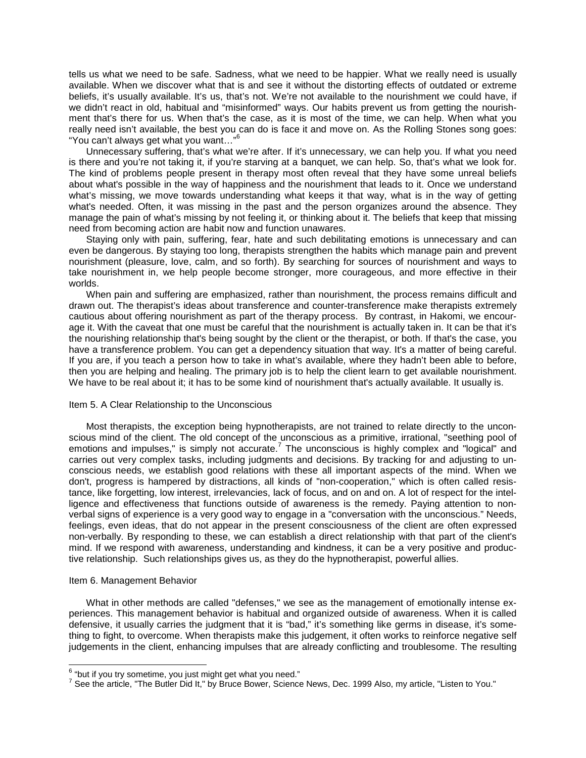tells us what we need to be safe. Sadness, what we need to be happier. What we really need is usually available. When we discover what that is and see it without the distorting effects of outdated or extreme beliefs, it's usually available. It's us, that's not. We're not available to the nourishment we could have, if we didn't react in old, habitual and "misinformed" ways. Our habits prevent us from getting the nourishment that's there for us. When that's the case, as it is most of the time, we can help. When what you really need isn't available, the best you can do is face it and move on. As the Rolling Stones song goes: "You can't always get what you want…"[6]

Unnecessary suffering, that's what we're after. If it's unnecessary, we can help you. If what you need is there and you're not taking it, if you're starving at a banquet, we can help. So, that's what we look for. The kind of problems people present in therapy most often reveal that they have some unreal beliefs about what's possible in the way of happiness and the nourishment that leads to it. Once we understand what's missing, we move towards understanding what keeps it that way, what is in the way of getting what's needed. Often, it was missing in the past and the person organizes around the absence. They manage the pain of what's missing by not feeling it, or thinking about it. The beliefs that keep that missing need from becoming action are habit now and function unawares.

Staying only with pain, suffering, fear, hate and such debilitating emotions is unnecessary and can even be dangerous. By staying too long, therapists strengthen the habits which manage pain and prevent nourishment (pleasure, love, calm, and so forth). By searching for sources of nourishment and ways to take nourishment in, we help people become stronger, more courageous, and more effective in their worlds.

When pain and suffering are emphasized, rather than nourishment, the process remains difficult and drawn out. The therapist's ideas about transference and counter-transference make therapists extremely cautious about offering nourishment as part of the therapy process. By contrast, in Hakomi, we encourage it. With the caveat that one must be careful that the nourishment is actually taken in. It can be that it's the nourishing relationship that's being sought by the client or the therapist, or both. If that's the case, you have a transference problem. You can get a dependency situation that way. It's a matter of being careful. If you are, if you teach a person how to take in what's available, where they hadn't been able to before, then you are helping and healing. The primary job is to help the client learn to get available nourishment. We have to be real about it; it has to be some kind of nourishment that's actually available. It usually is.

Item 5. A Clear Relationship to the Unconscious

Most therapists, the exception being hypnotherapists, are not trained to relate directly to the unconscious mind of the client. The old concept of the unconscious as a primitive, irrational, "seething pool of emotions and impulses," is simply not accurate.[7] The unconscious is highly complex and "logical" and carries out very complex tasks, including judgments and decisions. By tracking for and adjusting to unconscious needs, we establish good relations with these all important aspects of the mind. When we don't, progress is hampered by distractions, all kinds of "non-cooperation," which is often called resistance, like forgetting, low interest, irrelevancies, lack of focus, and on and on. A lot of respect for the intelligence and effectiveness that functions outside of awareness is the remedy. Paying attention to nonverbal signs of experience is a very good way to engage in a "conversation with the unconscious." Needs, feelings, even ideas, that do not appear in the present consciousness of the client are often expressed non-verbally. By responding to these, we can establish a direct relationship with that part of the client's mind. If we respond with awareness, understanding and kindness, it can be a very positive and productive relationship. Such relationships gives us, as they do the hypnotherapist, powerful allies.

Item 6. Management Behavior

What in other methods are called "defenses," we see as the management of emotionally intense experiences. This management behavior is habitual and organized outside of awareness. When it is called defensive, it usually carries the judgment that it is "bad," it's something like germs in disease, it's something to fight, to overcome. When therapists make this judgement, it often works to reinforce negative self judgements in the client, enhancing impulses that are already conflicting and troublesome. The resulting

[6] "but if you try sometime, you just might get what you need."

[7] See the article, "The Butler Did It," by Bruce Bower, Science News, Dec. 1999 Also, my article, "Listen to You."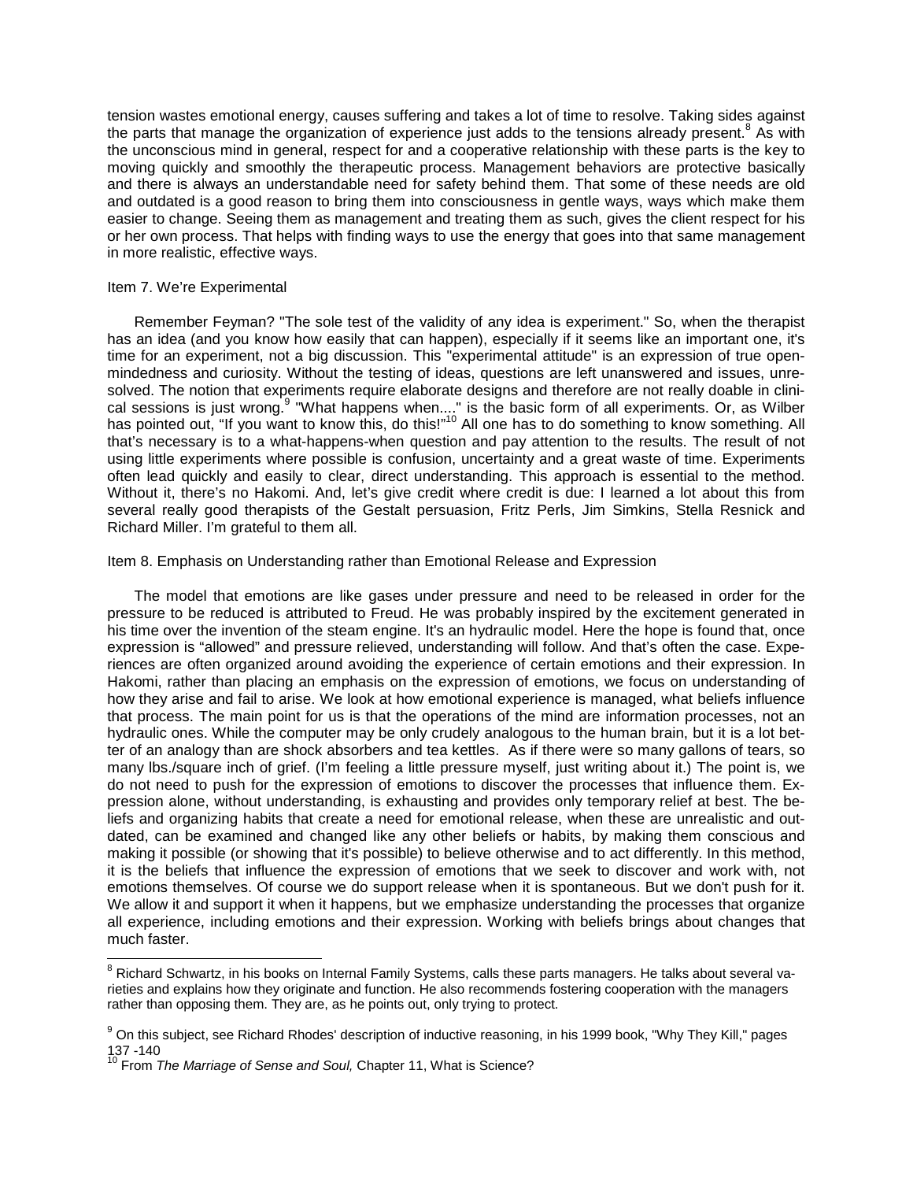tension wastes emotional energy, causes suffering and takes a lot of time to resolve. Taking sides against the parts that manage the organization of experience just adds to the tensions already present.[8] As with the unconscious mind in general, respect for and a cooperative relationship with these parts is the key to moving quickly and smoothly the therapeutic process. Management behaviors are protective basically and there is always an understandable need for safety behind them. That some of these needs are old and outdated is a good reason to bring them into consciousness in gentle ways, ways which make them easier to change. Seeing them as management and treating them as such, gives the client respect for his or her own process. That helps with finding ways to use the energy that goes into that same management in more realistic, effective ways.

Item 7. We're Experimental

Remember Feyman? "The sole test of the validity of any idea is experiment." So, when the therapist has an idea (and you know how easily that can happen), especially if it seems like an important one, it's time for an experiment, not a big discussion. This "experimental attitude" is an expression of true open-mindedness and curiosity. Without the testing of ideas, questions are left unanswered and issues, unresolved. The notion that experiments require elaborate designs and therefore are not really doable in clinical sessions is just wrong.[9] "What happens when...." is the basic form of all experiments. Or, as Wilber has pointed out, "If you want to know this, do this!"[10] All one has to do something to know something. All that's necessary is to a what-happens-when question and pay attention to the results. The result of not using little experiments where possible is confusion, uncertainty and a great waste of time. Experiments often lead quickly and easily to clear, direct understanding. This approach is essential to the method. Without it, there's no Hakomi. And, let's give credit where credit is due: I learned a lot about this from several really good therapists of the Gestalt persuasion, Fritz Perls, Jim Simkins, Stella Resnick and Richard Miller. I'm grateful to them all.

Item 8. Emphasis on Understanding rather than Emotional Release and Expression

The model that emotions are like gases under pressure and need to be released in order for the pressure to be reduced is attributed to Freud. He was probably inspired by the excitement generated in his time over the invention of the steam engine. It's an hydraulic model. Here the hope is found that, once expression is "allowed" and pressure relieved, understanding will follow. And that's often the case. Experiences are often organized around avoiding the experience of certain emotions and their expression. In Hakomi, rather than placing an emphasis on the expression of emotions, we focus on understanding of how they arise and fail to arise. We look at how emotional experience is managed, what beliefs influence that process. The main point for us is that the operations of the mind are information processes, not an hydraulic ones. While the computer may be only crudely analogous to the human brain, but it is a lot better of an analogy than are shock absorbers and tea kettles. As if there were so many gallons of tears, so many lbs./square inch of grief. (I'm feeling a little pressure myself, just writing about it.) The point is, we do not need to push for the expression of emotions to discover the processes that influence them. Expression alone, without understanding, is exhausting and provides only temporary relief at best. The beliefs and organizing habits that create a need for emotional release, when these are unrealistic and outdated, can be examined and changed like any other beliefs or habits, by making them conscious and making it possible (or showing that it's possible) to believe otherwise and to act differently. In this method, it is the beliefs that influence the expression of emotions that we seek to discover and work with, not emotions themselves. Of course we do support release when it is spontaneous. But we don't push for it. We allow it and support it when it happens, but we emphasize understanding the processes that organize all experience, including emotions and their expression. Working with beliefs brings about changes that much faster.

---

[8] Richard Schwartz, in his books on Internal Family Systems, calls these parts managers. He talks about several varieties and explains how they originate and function. He also recommends fostering cooperation with the managers rather than opposing them. They are, as he points out, only trying to protect.

[9] On this subject, see Richard Rhodes' description of inductive reasoning, in his 1999 book, "Why They Kill," pages 137 -140

[10] From *The Marriage of Sense and Soul,* Chapter 11, What is Science?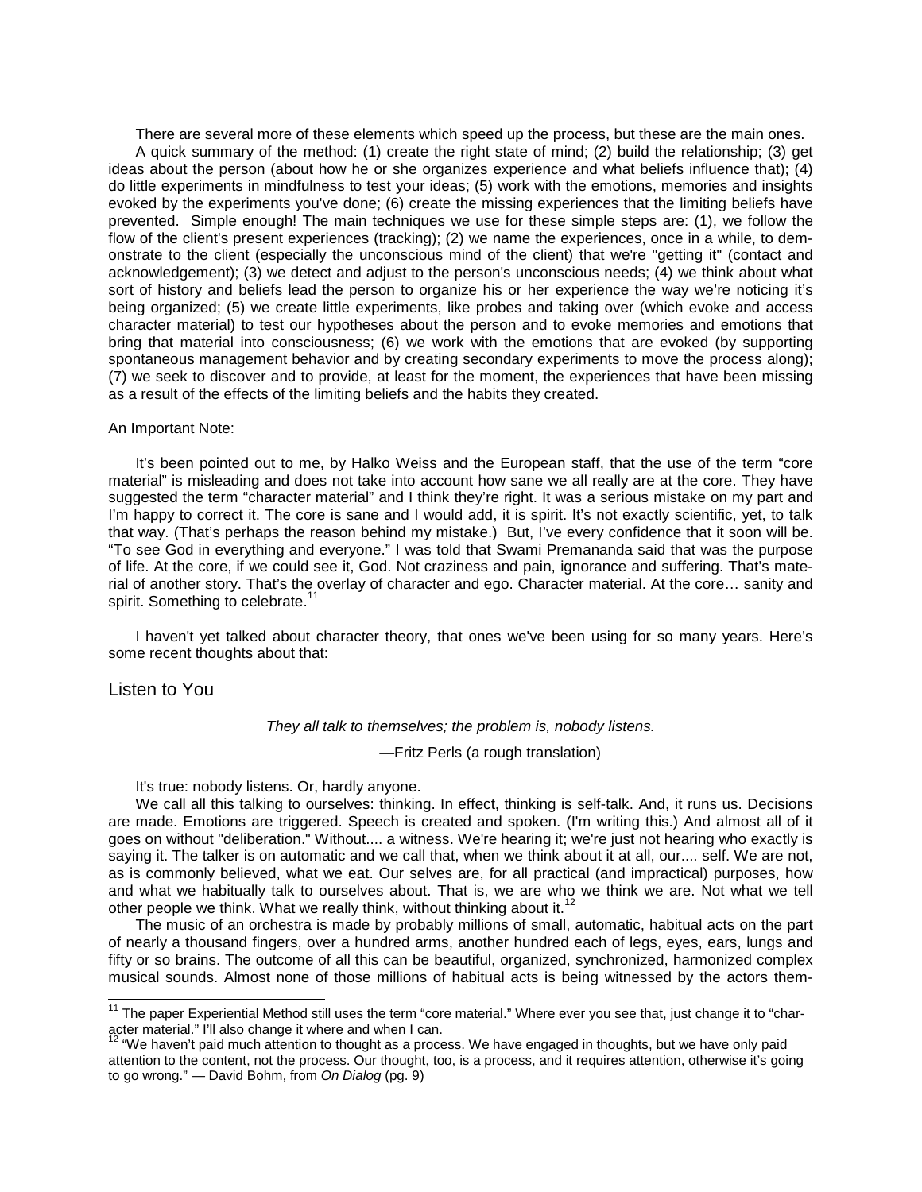There are several more of these elements which speed up the process, but these are the main ones.

A quick summary of the method: (1) create the right state of mind; (2) build the relationship; (3) get ideas about the person (about how he or she organizes experience and what beliefs influence that); (4) do little experiments in mindfulness to test your ideas; (5) work with the emotions, memories and insights evoked by the experiments you've done; (6) create the missing experiences that the limiting beliefs have prevented. Simple enough! The main techniques we use for these simple steps are: (1), we follow the flow of the client's present experiences (tracking); (2) we name the experiences, once in a while, to demonstrate to the client (especially the unconscious mind of the client) that we're "getting it" (contact and acknowledgement); (3) we detect and adjust to the person's unconscious needs; (4) we think about what sort of history and beliefs lead the person to organize his or her experience the way we're noticing it's being organized; (5) we create little experiments, like probes and taking over (which evoke and access character material) to test our hypotheses about the person and to evoke memories and emotions that bring that material into consciousness; (6) we work with the emotions that are evoked (by supporting spontaneous management behavior and by creating secondary experiments to move the process along); (7) we seek to discover and to provide, at least for the moment, the experiences that have been missing as a result of the effects of the limiting beliefs and the habits they created.

An Important Note:

It's been pointed out to me, by Halko Weiss and the European staff, that the use of the term "core material" is misleading and does not take into account how sane we all really are at the core. They have suggested the term "character material" and I think they're right. It was a serious mistake on my part and I'm happy to correct it. The core is sane and I would add, it is spirit. It's not exactly scientific, yet, to talk that way. (That's perhaps the reason behind my mistake.) But, I've every confidence that it soon will be. "To see God in everything and everyone." I was told that Swami Premananda said that was the purpose of life. At the core, if we could see it, God. Not craziness and pain, ignorance and suffering. That's material of another story. That's the overlay of character and ego. Character material. At the core… sanity and spirit. Something to celebrate.[11]

I haven't yet talked about character theory, that ones we've been using for so many years. Here's some recent thoughts about that:

## Listen to You

*They all talk to themselves; the problem is, nobody listens.*

—Fritz Perls (a rough translation)

It's true: nobody listens. Or, hardly anyone.

We call all this talking to ourselves: thinking. In effect, thinking is self-talk. And, it runs us. Decisions are made. Emotions are triggered. Speech is created and spoken. (I'm writing this.) And almost all of it goes on without "deliberation." Without.... a witness. We're hearing it; we're just not hearing who exactly is saying it. The talker is on automatic and we call that, when we think about it at all, our.... self. We are not, as is commonly believed, what we eat. Our selves are, for all practical (and impractical) purposes, how and what we habitually talk to ourselves about. That is, we are who we think we are. Not what we tell other people we think. What we really think, without thinking about it.[12]

The music of an orchestra is made by probably millions of small, automatic, habitual acts on the part of nearly a thousand fingers, over a hundred arms, another hundred each of legs, eyes, ears, lungs and fifty or so brains. The outcome of all this can be beautiful, organized, synchronized, harmonized complex musical sounds. Almost none of those millions of habitual acts is being witnessed by the actors them-

---

[11] The paper Experiential Method still uses the term "core material." Where ever you see that, just change it to "character material." I'll also change it where and when I can.

[12] "We haven't paid much attention to thought as a process. We have engaged in thoughts, but we have only paid attention to the content, not the process. Our thought, too, is a process, and it requires attention, otherwise it's going to go wrong." — David Bohm, from *On Dialog* (pg. 9)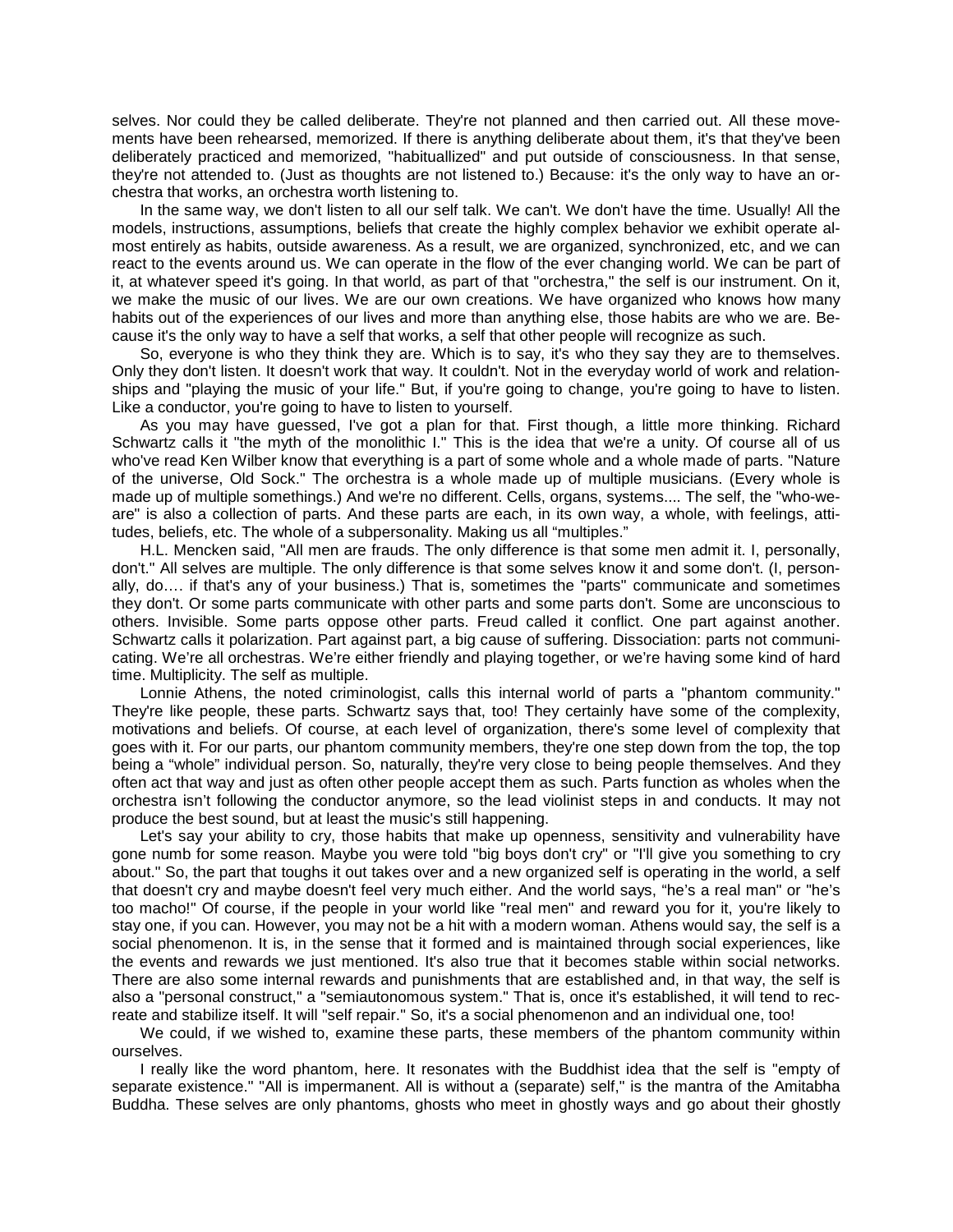selves. Nor could they be called deliberate. They're not planned and then carried out. All these movements have been rehearsed, memorized. If there is anything deliberate about them, it's that they've been deliberately practiced and memorized, "habituallized" and put outside of consciousness. In that sense, they're not attended to. (Just as thoughts are not listened to.) Because: it's the only way to have an orchestra that works, an orchestra worth listening to.

In the same way, we don't listen to all our self talk. We can't. We don't have the time. Usually! All the models, instructions, assumptions, beliefs that create the highly complex behavior we exhibit operate almost entirely as habits, outside awareness. As a result, we are organized, synchronized, etc, and we can react to the events around us. We can operate in the flow of the ever changing world. We can be part of it, at whatever speed it's going. In that world, as part of that "orchestra," the self is our instrument. On it, we make the music of our lives. We are our own creations. We have organized who knows how many habits out of the experiences of our lives and more than anything else, those habits are who we are. Because it's the only way to have a self that works, a self that other people will recognize as such.

So, everyone is who they think they are. Which is to say, it's who they say they are to themselves. Only they don't listen. It doesn't work that way. It couldn't. Not in the everyday world of work and relationships and "playing the music of your life." But, if you're going to change, you're going to have to listen. Like a conductor, you're going to have to listen to yourself.

As you may have guessed, I've got a plan for that. First though, a little more thinking. Richard Schwartz calls it "the myth of the monolithic I." This is the idea that we're a unity. Of course all of us who've read Ken Wilber know that everything is a part of some whole and a whole made of parts. "Nature of the universe, Old Sock." The orchestra is a whole made up of multiple musicians. (Every whole is made up of multiple somethings.) And we're no different. Cells, organs, systems.... The self, the "who-we-are" is also a collection of parts. And these parts are each, in its own way, a whole, with feelings, attitudes, beliefs, etc. The whole of a subpersonality. Making us all "multiples."

H.L. Mencken said, "All men are frauds. The only difference is that some men admit it. I, personally, don't." All selves are multiple. The only difference is that some selves know it and some don't. (I, personally, do…. if that's any of your business.) That is, sometimes the "parts" communicate and sometimes they don't. Or some parts communicate with other parts and some parts don't. Some are unconscious to others. Invisible. Some parts oppose other parts. Freud called it conflict. One part against another. Schwartz calls it polarization. Part against part, a big cause of suffering. Dissociation: parts not communicating. We're all orchestras. We're either friendly and playing together, or we're having some kind of hard time. Multiplicity. The self as multiple.

Lonnie Athens, the noted criminologist, calls this internal world of parts a "phantom community." They're like people, these parts. Schwartz says that, too! They certainly have some of the complexity, motivations and beliefs. Of course, at each level of organization, there's some level of complexity that goes with it. For our parts, our phantom community members, they're one step down from the top, the top being a "whole" individual person. So, naturally, they're very close to being people themselves. And they often act that way and just as often other people accept them as such. Parts function as wholes when the orchestra isn't following the conductor anymore, so the lead violinist steps in and conducts. It may not produce the best sound, but at least the music's still happening.

Let's say your ability to cry, those habits that make up openness, sensitivity and vulnerability have gone numb for some reason. Maybe you were told "big boys don't cry" or "I'll give you something to cry about." So, the part that toughs it out takes over and a new organized self is operating in the world, a self that doesn't cry and maybe doesn't feel very much either. And the world says, "he's a real man" or "he's too macho!" Of course, if the people in your world like "real men" and reward you for it, you're likely to stay one, if you can. However, you may not be a hit with a modern woman. Athens would say, the self is a social phenomenon. It is, in the sense that it formed and is maintained through social experiences, like the events and rewards we just mentioned. It's also true that it becomes stable within social networks. There are also some internal rewards and punishments that are established and, in that way, the self is also a "personal construct," a "semiautonomous system." That is, once it's established, it will tend to recreate and stabilize itself. It will "self repair." So, it's a social phenomenon and an individual one, too!

We could, if we wished to, examine these parts, these members of the phantom community within ourselves.

I really like the word phantom, here. It resonates with the Buddhist idea that the self is "empty of separate existence." "All is impermanent. All is without a (separate) self," is the mantra of the Amitabha Buddha. These selves are only phantoms, ghosts who meet in ghostly ways and go about their ghostly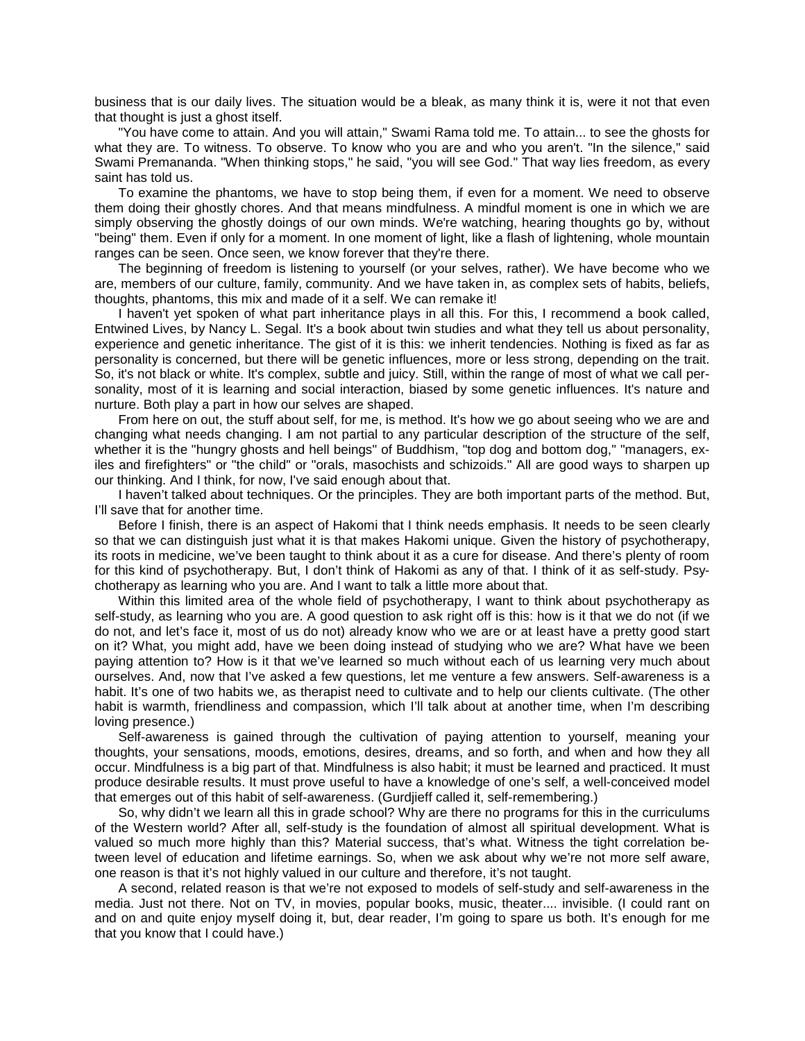business that is our daily lives. The situation would be a bleak, as many think it is, were it not that even that thought is just a ghost itself.

"You have come to attain. And you will attain," Swami Rama told me. To attain... to see the ghosts for what they are. To witness. To observe. To know who you are and who you aren't. "In the silence," said Swami Premananda. "When thinking stops," he said, "you will see God." That way lies freedom, as every saint has told us.

To examine the phantoms, we have to stop being them, if even for a moment. We need to observe them doing their ghostly chores. And that means mindfulness. A mindful moment is one in which we are simply observing the ghostly doings of our own minds. We're watching, hearing thoughts go by, without "being" them. Even if only for a moment. In one moment of light, like a flash of lightening, whole mountain ranges can be seen. Once seen, we know forever that they're there.

The beginning of freedom is listening to yourself (or your selves, rather). We have become who we are, members of our culture, family, community. And we have taken in, as complex sets of habits, beliefs, thoughts, phantoms, this mix and made of it a self. We can remake it!

I haven't yet spoken of what part inheritance plays in all this. For this, I recommend a book called, Entwined Lives, by Nancy L. Segal. It's a book about twin studies and what they tell us about personality, experience and genetic inheritance. The gist of it is this: we inherit tendencies. Nothing is fixed as far as personality is concerned, but there will be genetic influences, more or less strong, depending on the trait. So, it's not black or white. It's complex, subtle and juicy. Still, within the range of most of what we call personality, most of it is learning and social interaction, biased by some genetic influences. It's nature and nurture. Both play a part in how our selves are shaped.

From here on out, the stuff about self, for me, is method. It's how we go about seeing who we are and changing what needs changing. I am not partial to any particular description of the structure of the self, whether it is the "hungry ghosts and hell beings" of Buddhism, "top dog and bottom dog," "managers, exiles and firefighters" or "the child" or "orals, masochists and schizoids." All are good ways to sharpen up our thinking. And I think, for now, I've said enough about that.

I haven't talked about techniques. Or the principles. They are both important parts of the method. But, I'll save that for another time.

Before I finish, there is an aspect of Hakomi that I think needs emphasis. It needs to be seen clearly so that we can distinguish just what it is that makes Hakomi unique. Given the history of psychotherapy, its roots in medicine, we've been taught to think about it as a cure for disease. And there's plenty of room for this kind of psychotherapy. But, I don't think of Hakomi as any of that. I think of it as self-study. Psychotherapy as learning who you are. And I want to talk a little more about that.

Within this limited area of the whole field of psychotherapy, I want to think about psychotherapy as self-study, as learning who you are. A good question to ask right off is this: how is it that we do not (if we do not, and let's face it, most of us do not) already know who we are or at least have a pretty good start on it? What, you might add, have we been doing instead of studying who we are? What have we been paying attention to? How is it that we've learned so much without each of us learning very much about ourselves. And, now that I've asked a few questions, let me venture a few answers. Self-awareness is a habit. It's one of two habits we, as therapist need to cultivate and to help our clients cultivate. (The other habit is warmth, friendliness and compassion, which I'll talk about at another time, when I'm describing loving presence.)

Self-awareness is gained through the cultivation of paying attention to yourself, meaning your thoughts, your sensations, moods, emotions, desires, dreams, and so forth, and when and how they all occur. Mindfulness is a big part of that. Mindfulness is also habit; it must be learned and practiced. It must produce desirable results. It must prove useful to have a knowledge of one's self, a well-conceived model that emerges out of this habit of self-awareness. (Gurdjieff called it, self-remembering.)

So, why didn't we learn all this in grade school? Why are there no programs for this in the curriculums of the Western world? After all, self-study is the foundation of almost all spiritual development. What is valued so much more highly than this? Material success, that's what. Witness the tight correlation between level of education and lifetime earnings. So, when we ask about why we're not more self aware, one reason is that it's not highly valued in our culture and therefore, it's not taught.

A second, related reason is that we're not exposed to models of self-study and self-awareness in the media. Just not there. Not on TV, in movies, popular books, music, theater.... invisible. (I could rant on and on and quite enjoy myself doing it, but, dear reader, I'm going to spare us both. It's enough for me that you know that I could have.)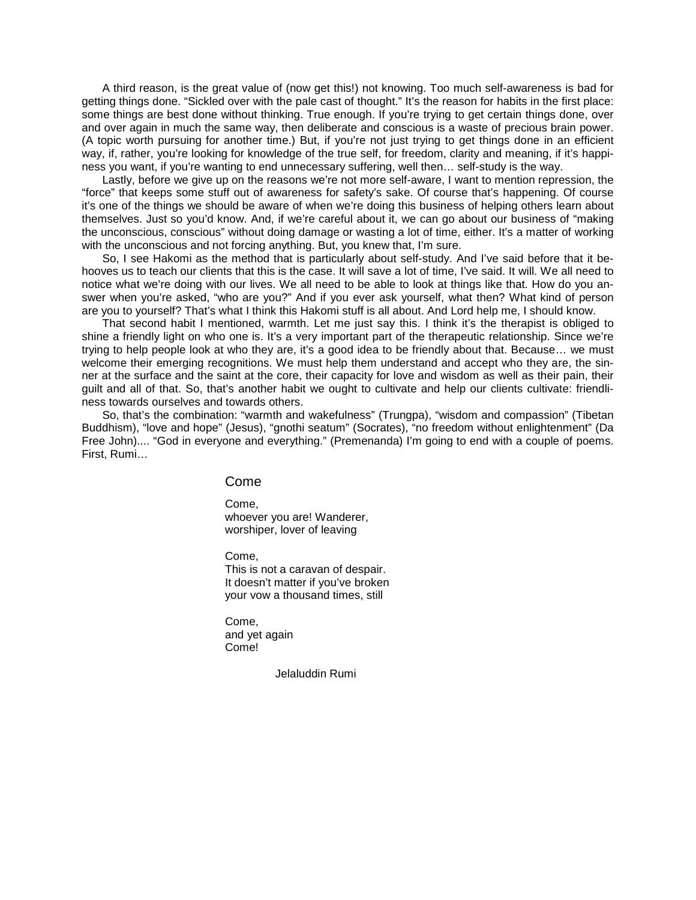A third reason, is the great value of (now get this!) not knowing. Too much self-awareness is bad for getting things done. “Sickled over with the pale cast of thought.” It’s the reason for habits in the first place: some things are best done without thinking. True enough. If you’re trying to get certain things done, over and over again in much the same way, then deliberate and conscious is a waste of precious brain power. (A topic worth pursuing for another time.) But, if you’re not just trying to get things done in an efficient way, if, rather, you’re looking for knowledge of the true self, for freedom, clarity and meaning, if it’s happiness you want, if you’re wanting to end unnecessary suffering, well then… self-study is the way.

Lastly, before we give up on the reasons we’re not more self-aware, I want to mention repression, the “force” that keeps some stuff out of awareness for safety’s sake. Of course that’s happening. Of course it’s one of the things we should be aware of when we’re doing this business of helping others learn about themselves. Just so you’d know. And, if we’re careful about it, we can go about our business of “making the unconscious, conscious” without doing damage or wasting a lot of time, either. It’s a matter of working with the unconscious and not forcing anything. But, you knew that, I’m sure.

So, I see Hakomi as the method that is particularly about self-study. And I’ve said before that it behooves us to teach our clients that this is the case. It will save a lot of time, I’ve said. It will. We all need to notice what we’re doing with our lives. We all need to be able to look at things like that. How do you answer when you’re asked, “who are you?” And if you ever ask yourself, what then? What kind of person are you to yourself? That’s what I think this Hakomi stuff is all about. And Lord help me, I should know.

That second habit I mentioned, warmth. Let me just say this. I think it’s the therapist is obliged to shine a friendly light on who one is. It’s a very important part of the therapeutic relationship. Since we’re trying to help people look at who they are, it’s a good idea to be friendly about that. Because… we must welcome their emerging recognitions. We must help them understand and accept who they are, the sinner at the surface and the saint at the core, their capacity for love and wisdom as well as their pain, their guilt and all of that. So, that’s another habit we ought to cultivate and help our clients cultivate: friendliness towards ourselves and towards others.

So, that’s the combination: “warmth and wakefulness” (Trungpa), “wisdom and compassion” (Tibetan Buddhism), “love and hope” (Jesus), “gnothi seatum” (Socrates), “no freedom without enlightenment” (Da Free John).... “God in everyone and everything.” (Premenanda) I’m going to end with a couple of poems. First, Rumi…

### Come

Come,  
whoever you are! Wanderer,  
worshiper, lover of leaving

Come,  
This is not a caravan of despair.  
It doesn’t matter if you’ve broken  
your vow a thousand times, still

Come,  
and yet again  
Come!

Jelaluddin Rumi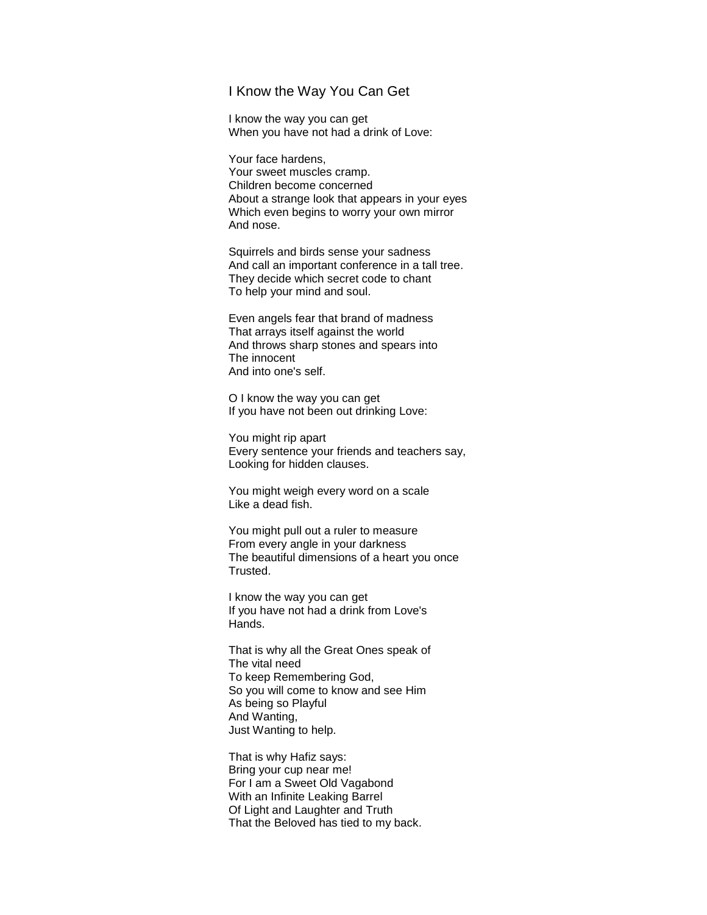## I Know the Way You Can Get

I know the way you can get  
When you have not had a drink of Love:

Your face hardens,  
Your sweet muscles cramp.  
Children become concerned  
About a strange look that appears in your eyes  
Which even begins to worry your own mirror  
And nose.

Squirrels and birds sense your sadness  
And call an important conference in a tall tree.  
They decide which secret code to chant  
To help your mind and soul.

Even angels fear that brand of madness  
That arrays itself against the world  
And throws sharp stones and spears into  
The innocent  
And into one's self.

O I know the way you can get  
If you have not been out drinking Love:

You might rip apart  
Every sentence your friends and teachers say,  
Looking for hidden clauses.

You might weigh every word on a scale  
Like a dead fish.

You might pull out a ruler to measure  
From every angle in your darkness  
The beautiful dimensions of a heart you once  
Trusted.

I know the way you can get  
If you have not had a drink from Love's  
Hands.

That is why all the Great Ones speak of  
The vital need  
To keep Remembering God,  
So you will come to know and see Him  
As being so Playful  
And Wanting,  
Just Wanting to help.

That is why Hafiz says:  
Bring your cup near me!  
For I am a Sweet Old Vagabond  
With an Infinite Leaking Barrel  
Of Light and Laughter and Truth  
That the Beloved has tied to my back.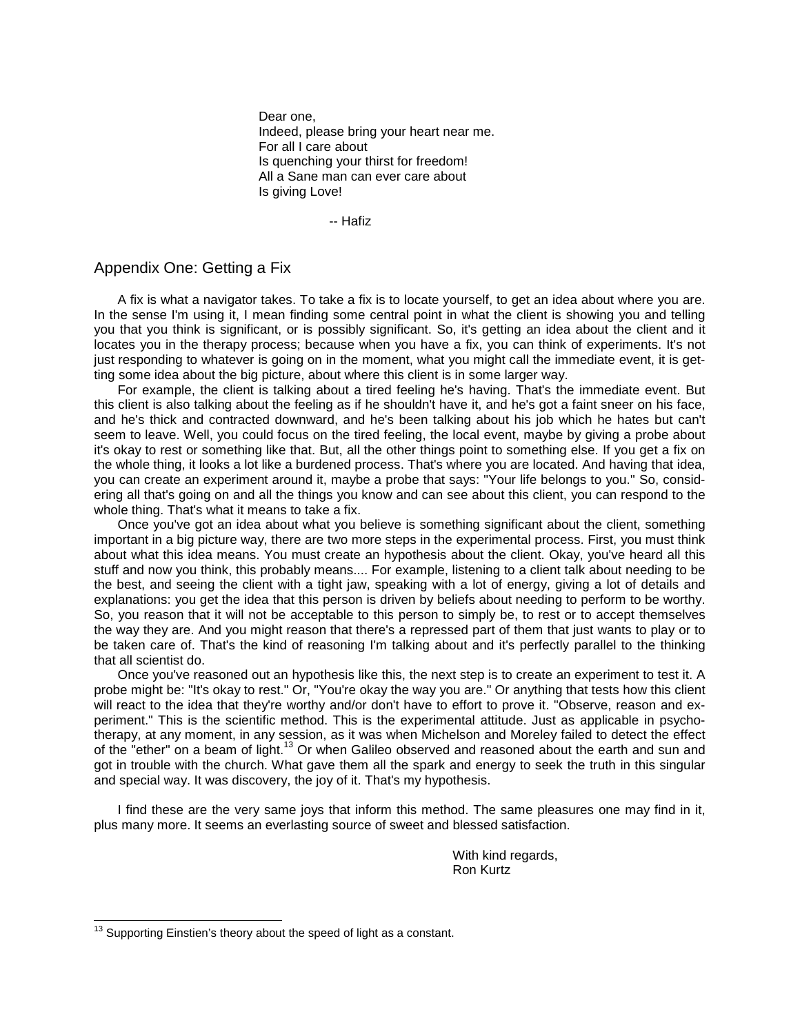Dear one,  
Indeed, please bring your heart near me.  
For all I care about  
Is quenching your thirst for freedom!  
All a Sane man can ever care about  
Is giving Love!

-- Hafiz

## Appendix One: Getting a Fix

A fix is what a navigator takes. To take a fix is to locate yourself, to get an idea about where you are. In the sense I'm using it, I mean finding some central point in what the client is showing you and telling you that you think is significant, or is possibly significant. So, it's getting an idea about the client and it locates you in the therapy process; because when you have a fix, you can think of experiments. It's not just responding to whatever is going on in the moment, what you might call the immediate event, it is getting some idea about the big picture, about where this client is in some larger way.

For example, the client is talking about a tired feeling he's having. That's the immediate event. But this client is also talking about the feeling as if he shouldn't have it, and he's got a faint sneer on his face, and he's thick and contracted downward, and he's been talking about his job which he hates but can't seem to leave. Well, you could focus on the tired feeling, the local event, maybe by giving a probe about it's okay to rest or something like that. But, all the other things point to something else. If you get a fix on the whole thing, it looks a lot like a burdened process. That's where you are located. And having that idea, you can create an experiment around it, maybe a probe that says: "Your life belongs to you." So, considering all that's going on and all the things you know and can see about this client, you can respond to the whole thing. That's what it means to take a fix.

Once you've got an idea about what you believe is something significant about the client, something important in a big picture way, there are two more steps in the experimental process. First, you must think about what this idea means. You must create an hypothesis about the client. Okay, you've heard all this stuff and now you think, this probably means.... For example, listening to a client talk about needing to be the best, and seeing the client with a tight jaw, speaking with a lot of energy, giving a lot of details and explanations: you get the idea that this person is driven by beliefs about needing to perform to be worthy. So, you reason that it will not be acceptable to this person to simply be, to rest or to accept themselves the way they are. And you might reason that there's a repressed part of them that just wants to play or to be taken care of. That's the kind of reasoning I'm talking about and it's perfectly parallel to the thinking that all scientist do.

Once you've reasoned out an hypothesis like this, the next step is to create an experiment to test it. A probe might be: "It's okay to rest." Or, "You're okay the way you are." Or anything that tests how this client will react to the idea that they're worthy and/or don't have to effort to prove it. "Observe, reason and experiment." This is the scientific method. This is the experimental attitude. Just as applicable in psychotherapy, at any moment, in any session, as it was when Michelson and Moreley failed to detect the effect of the "ether" on a beam of light.[13] Or when Galileo observed and reasoned about the earth and sun and got in trouble with the church. What gave them all the spark and energy to seek the truth in this singular and special way. It was discovery, the joy of it. That's my hypothesis.

I find these are the very same joys that inform this method. The same pleasures one may find in it, plus many more. It seems an everlasting source of sweet and blessed satisfaction.

With kind regards,  
Ron Kurtz

---

[13] Supporting Einstien's theory about the speed of light as a constant.